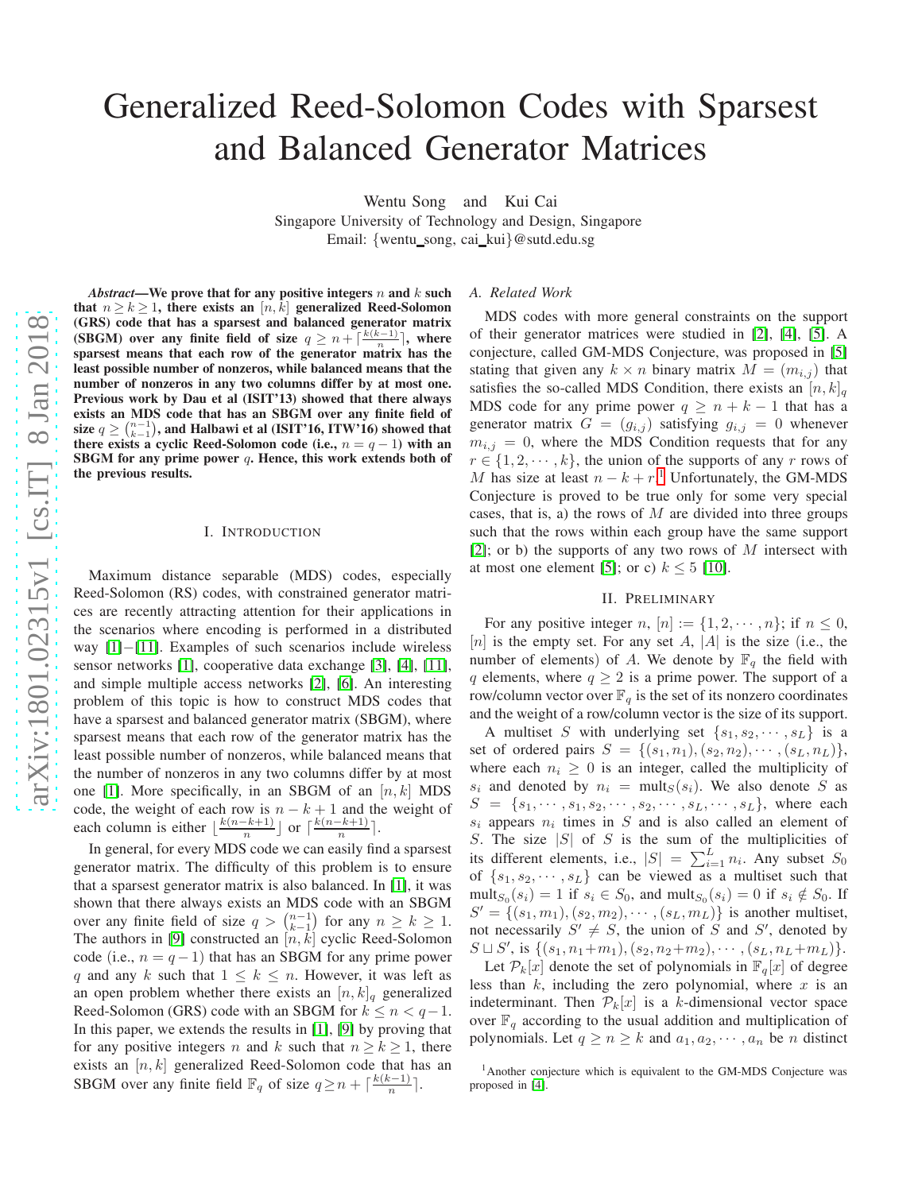# Generalized Reed-Solomon Codes with Sparsest and Balanced Generator Matrices

Wentu Song and Kui Cai

Singapore University of Technology and Design, Singapore

Email: {wentu_song, cai_kui}@sutd.edu.sg

***Abstract*—We prove that for any positive integers $n$ and $k$ such that $n \geq k \geq 1$, there exists an $[n, k]$ generalized Reed-Solomon (GRS) code that has a sparsest and balanced generator matrix (SBGM) over any finite field of size $q \geq n + \lceil \frac{k(k-1)}{n} \rceil$, where sparsest means that each row of the generator matrix has the least possible number of nonzeros, while balanced means that the number of nonzeros in any two columns differ by at most one. Previous work by Dau et al (ISIT'13) showed that there always exists an MDS code that has an SBGM over any finite field of size $q \geq \binom{n-1}{k-1}$, and Halbawi et al (ISIT'16, ITW'16) showed that there exists a cyclic Reed-Solomon code (i.e., $n = q - 1$) with an SBGM for any prime power $q$. Hence, this work extends both of the previous results.**

## I. Introduction

Maximum distance separable (MDS) codes, especially Reed-Solomon (RS) codes, with constrained generator matrices are recently attracting attention for their applications in the scenarios where encoding is performed in a distributed way [1]−[11]. Examples of such scenarios include wireless sensor networks [1], cooperative data exchange [3], [4], [11], and simple multiple access networks [2], [6]. An interesting problem of this topic is how to construct MDS codes that have a sparsest and balanced generator matrix (SBGM), where sparsest means that each row of the generator matrix has the least possible number of nonzeros, while balanced means that the number of nonzeros in any two columns differ by at most one [1]. More specifically, in an SBGM of an $[n, k]$ MDS code, the weight of each row is $n - k + 1$ and the weight of each column is either $\lfloor \frac{k(n-k+1)}{n} \rfloor$ or $\lceil \frac{k(n-k+1)}{n} \rceil$.

In general, for every MDS code we can easily find a sparsest generator matrix. The difficulty of this problem is to ensure that a sparsest generator matrix is also balanced. In [1], it was shown that there always exists an MDS code with an SBGM over any finite field of size $q > \binom{n-1}{k-1}$ for any $n \geq k \geq 1$. The authors in [9] constructed an $[n, k]$ cyclic Reed-Solomon code (i.e., $n = q - 1$) that has an SBGM for any prime power $q$ and any $k$ such that $1 \leq k \leq n$. However, it was left as an open problem whether there exists an $[n, k]_q$ generalized Reed-Solomon (GRS) code with an SBGM for $k \leq n < q - 1$. In this paper, we extends the results in [1], [9] by proving that for any positive integers $n$ and $k$ such that $n \geq k \geq 1$, there exists an $[n, k]$ generalized Reed-Solomon code that has an SBGM over any finite field $\mathbb{F}_q$ of size $q \geq n + \lceil \frac{k(k-1)}{n} \rceil$.

### A. Related Work

MDS codes with more general constraints on the support of their generator matrices were studied in [2], [4], [5]. A conjecture, called GM-MDS Conjecture, was proposed in [5] stating that given any $k \times n$ binary matrix $M = (m_{i,j})$ that satisfies the so-called MDS Condition, there exists an $[n, k]_q$ MDS code for any prime power $q \geq n + k - 1$ that has a generator matrix $G = (g_{i,j})$ satisfying $g_{i,j} = 0$ whenever $m_{i,j} = 0$, where the MDS Condition requests that for any $r \in \{1, 2, \cdots, k\}$, the union of the supports of any $r$ rows of $M$ has size at least $n - k + r$.[1] Unfortunately, the GM-MDS Conjecture is proved to be true only for some very special cases, that is, a) the rows of $M$ are divided into three groups such that the rows within each group have the same support [2]; or b) the supports of any two rows of $M$ intersect with at most one element [5]; or c) $k \leq 5$ [10].

## II. Preliminary

For any positive integer $n$, $[n] := \{1, 2, \cdots, n\}$; if $n \leq 0$, $[n]$ is the empty set. For any set $A$, $|A|$ is the size (i.e., the number of elements) of $A$. We denote by $\mathbb{F}_q$ the field with $q$ elements, where $q \geq 2$ is a prime power. The support of a row/column vector over $\mathbb{F}_q$ is the set of its nonzero coordinates and the weight of a row/column vector is the size of its support.

A multiset $S$ with underlying set $\{s_1, s_2, \cdots, s_L\}$ is a set of ordered pairs $S = \{(s_1, n_1), (s_2, n_2), \cdots, (s_L, n_L)\}$, where each $n_i \geq 0$ is an integer, called the multiplicity of $s_i$ and denoted by $n_i = \text{mult}_S(s_i)$. We also denote $S$ as $S = \{s_1, \cdots, s_1, s_2, \cdots, s_2, \cdots, s_L, \cdots, s_L\}$, where each $s_i$ appears $n_i$ times in $S$ and is also called an element of $S$. The size $|S|$ of $S$ is the sum of the multiplicities of its different elements, i.e., $|S| = \sum_{i=1}^{L} n_i$. Any subset $S_0$ of $\{s_1, s_2, \cdots, s_L\}$ can be viewed as a multiset such that $\text{mult}_{S_0}(s_i) = 1$ if $s_i \in S_0$, and $\text{mult}_{S_0}(s_i) = 0$ if $s_i \notin S_0$. If $S' = \{(s_1, m_1), (s_2, m_2), \cdots, (s_L, m_L)\}$ is another multiset, not necessarily $S' \neq S$, the union of $S$ and $S'$, denoted by $S \sqcup S'$, is $\{(s_1, n_1+m_1), (s_2, n_2+m_2), \cdots, (s_L, n_L+m_L)\}$.

Let $\mathcal{P}_k[x]$ denote the set of polynomials in $\mathbb{F}_q[x]$ of degree less than $k$, including the zero polynomial, where $x$ is an indeterminant. Then $\mathcal{P}_k[x]$ is a $k$-dimensional vector space over $\mathbb{F}_q$ according to the usual addition and multiplication of polynomials. Let $q \geq n \geq k$ and $a_1, a_2, \cdots, a_n$ be $n$ distinct

[1] Another conjecture which is equivalent to the GM-MDS Conjecture was proposed in [4].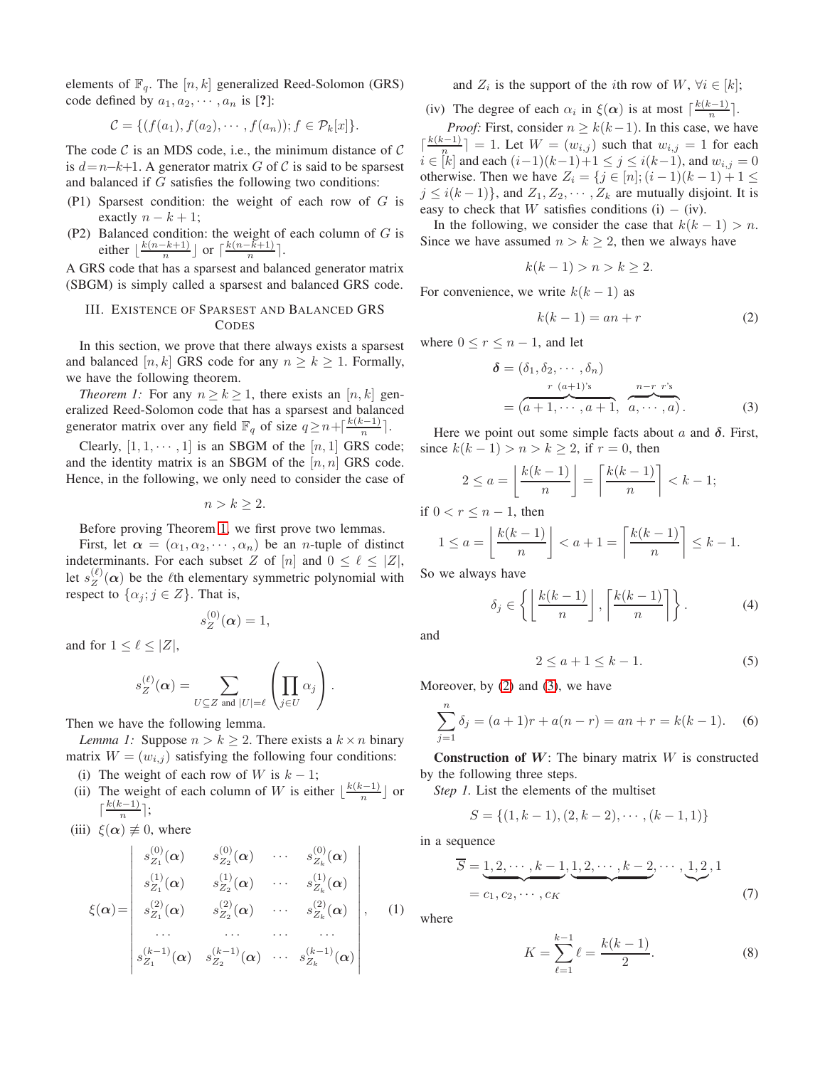elements of $\mathbb{F}_q$. The $[n,k]$ generalized Reed-Solomon (GRS) code defined by $a_1, a_2, \cdots, a_n$ is [?]:

$$\mathcal{C} = \{(f(a_1), f(a_2), \cdots, f(a_n)); f \in \mathcal{P}_k[x]\}.$$

The code $\mathcal{C}$ is an MDS code, i.e., the minimum distance of $\mathcal{C}$ is $d{=}n{-}k{+}1$. A generator matrix $G$ of $\mathcal{C}$ is said to be sparsest and balanced if $G$ satisfies the following two conditions:

- (P1) Sparsest condition: the weight of each row of $G$ is exactly $n-k+1$;
- (P2) Balanced condition: the weight of each column of $G$ is either $\lfloor \frac{k(n-k+1)}{n} \rfloor$ or $\lceil \frac{k(n-k+1)}{n} \rceil$.

A GRS code that has a sparsest and balanced generator matrix (SBGM) is simply called a sparsest and balanced GRS code.

## III. Existence of Sparsest and Balanced GRS Codes

In this section, we prove that there always exists a sparsest and balanced $[n,k]$ GRS code for any $n \geq k \geq 1$. Formally, we have the following theorem.

*Theorem 1:* For any $n \geq k \geq 1$, there exists an $[n,k]$ generalized Reed-Solomon code that has a sparsest and balanced generator matrix over any field $\mathbb{F}_q$ of size $q \geq n + \lceil \frac{k(k-1)}{n} \rceil$.

Clearly, $[1,1,\cdots,1]$ is an SBGM of the $[n,1]$ GRS code; and the identity matrix is an SBGM of the $[n,n]$ GRS code. Hence, in the following, we only need to consider the case of

$$n > k \geq 2.$$

Before proving Theorem 1, we first prove two lemmas.

First, let $\boldsymbol{\alpha} = (\alpha_1, \alpha_2, \cdots, \alpha_n)$ be an $n$-tuple of distinct indeterminants. For each subset $Z$ of $[n]$ and $0 \leq \ell \leq |Z|$, let $s_Z^{(\ell)}(\boldsymbol{\alpha})$ be the $\ell$th elementary symmetric polynomial with respect to $\{\alpha_j; j \in Z\}$. That is,

$$s_Z^{(0)}(\boldsymbol{\alpha}) = 1,$$

and for $1 \leq \ell \leq |Z|$,

$$s_Z^{(\ell)}(\boldsymbol{\alpha}) = \sum_{U \subseteq Z \text{ and } |U|=\ell} \left( \prod_{j \in U} \alpha_j \right).$$

Then we have the following lemma.

*Lemma 1:* Suppose $n > k \geq 2$. There exists a $k \times n$ binary matrix $W = (w_{i,j})$ satisfying the following four conditions:

- (i) The weight of each row of $W$ is $k-1$;
- (ii) The weight of each column of $W$ is either $\lfloor \frac{k(k-1)}{n} \rfloor$ or $\lceil \frac{k(k-1)}{n} \rceil$;
- (iii) $\xi(\boldsymbol{\alpha}) \not\equiv 0$, where

$$\xi(\boldsymbol{\alpha}) = \begin{vmatrix} s_{Z_1}^{(0)}(\boldsymbol{\alpha}) & s_{Z_2}^{(0)}(\boldsymbol{\alpha}) & \cdots & s_{Z_k}^{(0)}(\boldsymbol{\alpha}) \\ s_{Z_1}^{(1)}(\boldsymbol{\alpha}) & s_{Z_2}^{(1)}(\boldsymbol{\alpha}) & \cdots & s_{Z_k}^{(1)}(\boldsymbol{\alpha}) \\ s_{Z_1}^{(2)}(\boldsymbol{\alpha}) & s_{Z_2}^{(2)}(\boldsymbol{\alpha}) & \cdots & s_{Z_k}^{(2)}(\boldsymbol{\alpha}) \\ \cdots & \cdots & \cdots & \cdots \\ s_{Z_1}^{(k-1)}(\boldsymbol{\alpha}) & s_{Z_2}^{(k-1)}(\boldsymbol{\alpha}) & \cdots & s_{Z_k}^{(k-1)}(\boldsymbol{\alpha}) \end{vmatrix}, \quad (1)$$

and $Z_i$ is the support of the $i$th row of $W$, $\forall i \in [k]$;

- (iv) The degree of each $\alpha_i$ in $\xi(\boldsymbol{\alpha})$ is at most $\lceil \frac{k(k-1)}{n} \rceil$.

*Proof:* First, consider $n \geq k(k-1)$. In this case, we have $\lceil \frac{k(k-1)}{n} \rceil = 1$. Let $W = (w_{i,j})$ such that $w_{i,j} = 1$ for each $i \in [k]$ and each $(i-1)(k-1)+1 \leq j \leq i(k-1)$, and $w_{i,j} = 0$ otherwise. Then we have $Z_i = \{j \in [n]; (i-1)(k-1)+1 \leq j \leq i(k-1)\}$, and $Z_1, Z_2, \cdots, Z_k$ are mutually disjoint. It is easy to check that $W$ satisfies conditions (i) − (iv).

In the following, we consider the case that $k(k-1) > n$. Since we have assumed $n > k \geq 2$, then we always have

$$k(k-1) > n > k \geq 2.$$

For convenience, we write $k(k-1)$ as

$$k(k-1) = an + r \quad (2)$$

where $0 \leq r \leq n-1$, and let

$$\boldsymbol{\delta} = (\delta_1, \delta_2, \cdots, \delta_n) = (\overbrace{a+1, \cdots, a+1}^{r\ (a+1)\text{'s}}, \overbrace{a, \cdots, a}^{n-r\ r\text{'s}}). \quad (3)$$

Here we point out some simple facts about $a$ and $\boldsymbol{\delta}$. First, since $k(k-1) > n > k \geq 2$, if $r = 0$, then

$$2 \leq a = \left\lfloor \frac{k(k-1)}{n} \right\rfloor = \left\lceil \frac{k(k-1)}{n} \right\rceil < k-1;$$

if $0 < r \leq n-1$, then

$$1 \leq a = \left\lfloor \frac{k(k-1)}{n} \right\rfloor < a+1 = \left\lceil \frac{k(k-1)}{n} \right\rceil \leq k-1.$$

So we always have

$$\delta_j \in \left\{ \left\lfloor \frac{k(k-1)}{n} \right\rfloor, \left\lceil \frac{k(k-1)}{n} \right\rceil \right\}. \quad (4)$$

and

$$2 \leq a+1 \leq k-1. \quad (5)$$

Moreover, by (2) and (3), we have

$$\sum_{j=1}^{n} \delta_j = (a+1)r + a(n-r) = an + r = k(k-1). \quad (6)$$

**Construction of $W$**: The binary matrix $W$ is constructed by the following three steps.

*Step 1.* List the elements of the multiset

$$S = \{(1,k-1), (2,k-2), \cdots, (k-1,1)\}$$

in a sequence

$$\overline{S} = \underbrace{1,2,\cdots,k-1}, \underbrace{1,2,\cdots,k-2}, \cdots, \underbrace{1,2}, 1 = c_1, c_2, \cdots, c_K \quad (7)$$

where

$$K = \sum_{\ell=1}^{k-1} \ell = \frac{k(k-1)}{2}. \quad (8)$$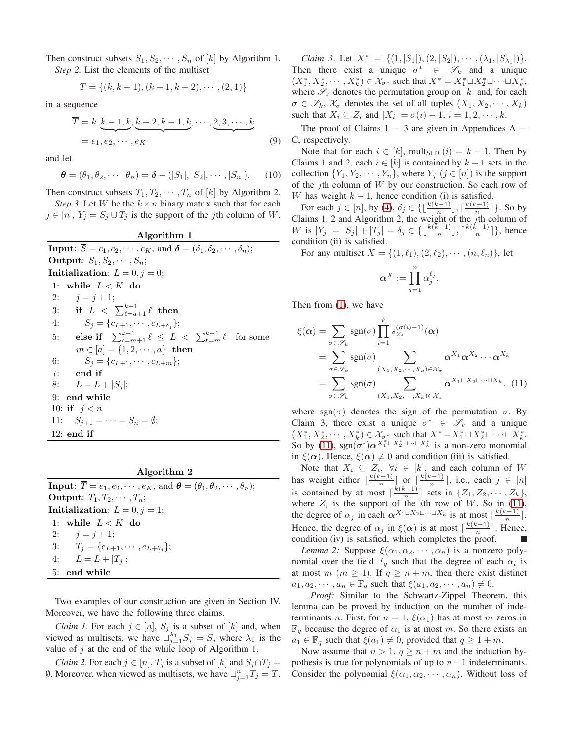Then construct subsets $S_1, S_2, \cdots, S_n$ of $[k]$ by Algorithm 1.

*Step 2.* List the elements of the multiset

$$T = \{(k, k-1), (k-1, k-2), \cdots, (2, 1)\}$$

in a sequence

$$\begin{aligned}\overline{T} &= k, \underbrace{k-1, k}, \underbrace{k-2, k-1, k}, \cdots, \underbrace{2, 3, \cdots, k} \\ &= e_1, e_2, \cdots, e_K \end{aligned} \tag{9}$$

and let

$$\boldsymbol{\theta} = (\theta_1, \theta_2, \cdots, \theta_n) = \boldsymbol{\delta} - (|S_1|, |S_2|, \cdots, |S_n|). \tag{10}$$

Then construct subsets $T_1, T_2, \cdots, T_n$ of $[k]$ by Algorithm 2.

*Step 3.* Let $W$ be the $k \times n$ binary matrix such that for each $j \in [n]$, $Y_j = S_j \cup T_j$ is the support of the $j$th column of $W$.

**Algorithm 1**

**Input**: $\overline{S} = c_1, c_2, \cdots, c_K$, and $\boldsymbol{\delta} = (\delta_1, \delta_2, \cdots, \delta_n)$;
**Output**: $S_1, S_2, \cdots, S_n$;
**Initialization**: $L = 0, j = 0$;
1: **while** $L < K$ **do**
2: $\quad j = j + 1$;
3: $\quad$ **if** $L < \sum_{\ell=a+1}^{k-1} \ell$ **then**
4: $\quad\quad S_j = \{c_{L+1}, \cdots, c_{L+\delta_j}\}$;
5: $\quad$ **else if** $\sum_{\ell=m+1}^{k-1} \ell \leq L < \sum_{\ell=m}^{k-1} \ell$ for some $m \in [a] = \{1, 2, \cdots, a\}$ **then**
6: $\quad\quad S_j = \{c_{L+1}, \cdots, c_{L+m}\}$;
7: $\quad$ **end if**
8: $\quad L = L + |S_j|$;
9: **end while**
10: **if** $j < n$
11: $\quad S_{j+1} = \cdots = S_n = \emptyset$;
12: **end if**

**Algorithm 2**

**Input**: $\overline{T} = e_1, e_2, \cdots, e_K$, and $\boldsymbol{\theta} = (\theta_1, \theta_2, \cdots, \theta_n)$;
**Output**: $T_1, T_2, \cdots, T_n$;
**Initialization**: $L = 0, j = 1$;
1: **while** $L < K$ **do**
2: $\quad j = j + 1$;
3: $\quad T_j = \{e_{L+1}, \cdots, e_{L+\theta_j}\}$;
4: $\quad L = L + |T_j|$;
5: **end while**

Two examples of our construction are given in Section IV. Moreover, we have the following three claims.

*Claim 1.* For each $j \in [n]$, $S_j$ is a subset of $[k]$ and, when viewed as multisets, we have $\sqcup_{j=1}^{\lambda_1} S_j = S$, where $\lambda_1$ is the value of $j$ at the end of the while loop of Algorithm 1.

*Claim 2.* For each $j \in [n]$, $T_j$ is a subset of $[k]$ and $S_j \cap T_j = \emptyset$. Moreover, when viewed as multisets, we have $\sqcup_{j=1}^{n} T_j = T$.

*Claim 3.* Let $X^* = \{(1, |S_1|), (2, |S_2|), \cdots, (\lambda_1, |S_{\lambda_1}|)\}$. Then there exist a unique $\sigma^* \in \mathscr{S}_k$ and a unique $(X_1^*, X_2^*, \cdots, X_k^*) \in \mathcal{X}_{\sigma^*}$ such that $X^* = X_1^* \sqcup X_2^* \sqcup \cdots \sqcup X_k^*$, where $\mathscr{S}_k$ denotes the permutation group on $[k]$ and, for each $\sigma \in \mathscr{S}_k$, $\mathcal{X}_\sigma$ denotes the set of all tuples $(X_1, X_2, \cdots, X_k)$ such that $X_i \subseteq Z_i$ and $|X_i| = \sigma(i) - 1$, $i = 1, 2, \cdots, k$.

The proof of Claims 1 – 3 are given in Appendices A – C, respectively.

Note that for each $i \in [k]$, $\text{mult}_{S \sqcup T}(i) = k - 1$. Then by Claims 1 and 2, each $i \in [k]$ is contained by $k - 1$ sets in the collection $\{Y_1, Y_2, \cdots, Y_n\}$, where $Y_j$ ($j \in [n]$) is the support of the $j$th column of $W$ by our construction. So each row of $W$ has weight $k - 1$, hence condition (i) is satisfied.

For each $j \in [n]$, by (4), $\delta_j \in \{\lfloor \frac{k(k-1)}{n} \rfloor, \lceil \frac{k(k-1)}{n} \rceil\}$. So by Claims 1, 2 and Algorithm 2, the weight of the $j$th column of $W$ is $|Y_j| = |S_j| + |T_j| = \delta_j \in \{\lfloor \frac{k(k-1)}{n} \rfloor, \lceil \frac{k(k-1)}{n} \rceil\}$, hence condition (ii) is satisfied.

For any multiset $X = \{(1, \ell_1), (2, \ell_2), \cdots, (n, \ell_n)\}$, let

$$\boldsymbol{\alpha}^X := \prod_{j=1}^{n} \alpha_j^{\ell_j}.$$

Then from (1), we have

$$\begin{aligned}\xi(\boldsymbol{\alpha}) &= \sum_{\sigma \in \mathscr{S}_k} \text{sgn}(\sigma) \prod_{i=1}^{k} s_{Z_i}^{(\sigma(i)-1)}(\boldsymbol{\alpha}) \\ &= \sum_{\sigma \in \mathscr{S}_k} \text{sgn}(\sigma) \sum_{(X_1, X_2, \cdots, X_k) \in \mathcal{X}_\sigma} \boldsymbol{\alpha}^{X_1} \boldsymbol{\alpha}^{X_2} \cdots \boldsymbol{\alpha}^{X_k} \\ &= \sum_{\sigma \in \mathscr{S}_k} \text{sgn}(\sigma) \sum_{(X_1, X_2, \cdots, X_k) \in \mathcal{X}_\sigma} \boldsymbol{\alpha}^{X_1 \sqcup X_2 \sqcup \cdots \sqcup X_k}. \end{aligned} \tag{11}$$

where $\text{sgn}(\sigma)$ denotes the sign of the permutation $\sigma$. By Claim 3, there exist a unique $\sigma^* \in \mathscr{S}_k$ and a unique $(X_1^*, X_2^*, \cdots, X_k^*) \in \mathcal{X}_{\sigma^*}$ such that $X^* = X_1^* \sqcup X_2^* \sqcup \cdots \sqcup X_k^*$. So by (11), $\text{sgn}(\sigma^*) \boldsymbol{\alpha}^{X_1^* \sqcup X_2^* \sqcup \cdots \sqcup X_k^*}$ is a non-zero monomial in $\xi(\boldsymbol{\alpha})$. Hence, $\xi(\boldsymbol{\alpha}) \not\equiv 0$ and condition (iii) is satisfied.

Note that $X_i \subseteq Z_i$, $\forall i \in [k]$, and each column of $W$ has weight either $\lfloor \frac{k(k-1)}{n} \rfloor$ or $\lceil \frac{k(k-1)}{n} \rceil$, i.e., each $j \in [n]$ is contained by at most $\lceil \frac{k(k-1)}{n} \rceil$ sets in $\{Z_1, Z_2, \cdots, Z_k\}$, where $Z_i$ is the support of the $i$th row of $W$. So in (11), the degree of $\alpha_j$ in each $\boldsymbol{\alpha}^{X_1 \sqcup X_2 \sqcup \cdots \sqcup X_k}$ is at most $\lceil \frac{k(k-1)}{n} \rceil$. Hence, the degree of $\alpha_j$ in $\xi(\boldsymbol{\alpha})$ is at most $\lceil \frac{k(k-1)}{n} \rceil$. Hence, condition (iv) is satisfied, which completes the proof. ∎

*Lemma 2:* Suppose $\xi(\alpha_1, \alpha_2, \cdots, \alpha_n)$ is a nonzero polynomial over the field $\mathbb{F}_q$ such that the degree of each $\alpha_i$ is at most $m$ ($m \geq 1$). If $q \geq n + m$, then there exist distinct $a_1, a_2, \cdots, a_n \in \mathbb{F}_q$ such that $\xi(a_1, a_2, \cdots, a_n) \neq 0$.

*Proof:* Similar to the Schwartz-Zippel Theorem, this lemma can be proved by induction on the number of indeterminants $n$. First, for $n = 1$, $\xi(\alpha_1)$ has at most $m$ zeros in $\mathbb{F}_q$ because the degree of $\alpha_1$ is at most $m$. So there exists an $a_1 \in \mathbb{F}_q$ such that $\xi(a_1) \neq 0$, provided that $q \geq 1 + m$.

Now assume that $n > 1$, $q \geq n + m$ and the induction hypothesis is true for polynomials of up to $n - 1$ indeterminants. Consider the polynomial $\xi(\alpha_1, \alpha_2, \cdots, \alpha_n)$. Without loss of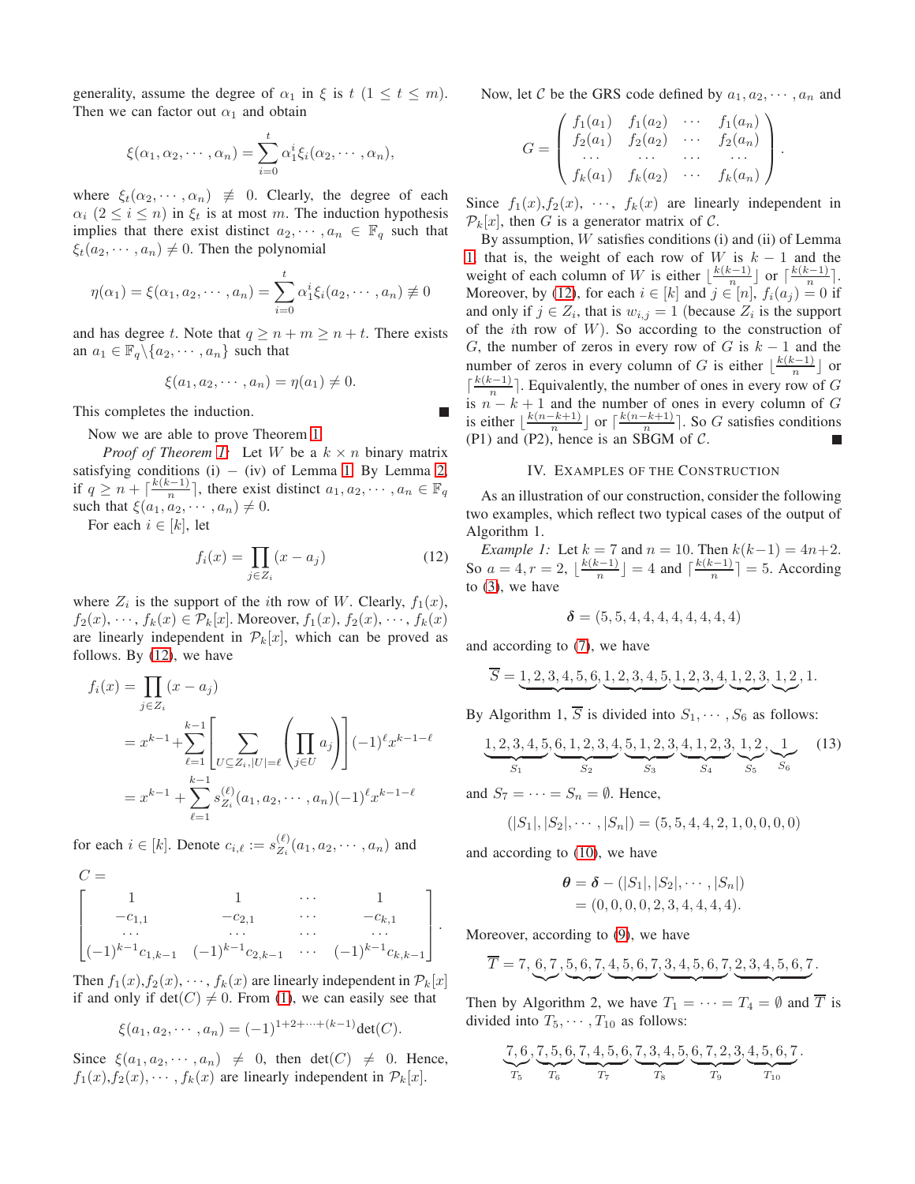generality, assume the degree of $\alpha_1$ in $\xi$ is $t$ $(1 \le t \le m)$. Then we can factor out $\alpha_1$ and obtain

$$\xi(\alpha_1, \alpha_2, \cdots, \alpha_n) = \sum_{i=0}^{t} \alpha_1^i \xi_i(\alpha_2, \cdots, \alpha_n),$$

where $\xi_t(\alpha_2, \cdots, \alpha_n) \not\equiv 0$. Clearly, the degree of each $\alpha_i$ $(2 \le i \le n)$ in $\xi_t$ is at most $m$. The induction hypothesis implies that there exist distinct $a_2, \cdots, a_n \in \mathbb{F}_q$ such that $\xi_t(a_2, \cdots, a_n) \ne 0$. Then the polynomial

$$\eta(\alpha_1) = \xi(\alpha_1, a_2, \cdots, a_n) = \sum_{i=0}^{t} \alpha_1^i \xi_i(a_2, \cdots, a_n) \not\equiv 0$$

and has degree $t$. Note that $q \ge n + m \ge n + t$. There exists an $a_1 \in \mathbb{F}_q \backslash \{a_2, \cdots, a_n\}$ such that

$$\xi(a_1, a_2, \cdots, a_n) = \eta(a_1) \ne 0.$$

This completes the induction. ∎

Now we are able to prove Theorem 1.

*Proof of Theorem 1:* Let $W$ be a $k \times n$ binary matrix satisfying conditions (i) – (iv) of Lemma 1. By Lemma 2, if $q \ge n + \lceil \frac{k(k-1)}{n} \rceil$, there exist distinct $a_1, a_2, \cdots, a_n \in \mathbb{F}_q$ such that $\xi(a_1, a_2, \cdots, a_n) \ne 0$.

For each $i \in [k]$, let

$$f_i(x) = \prod_{j \in Z_i} (x - a_j) \tag{12}$$

where $Z_i$ is the support of the $i$th row of $W$. Clearly, $f_1(x), f_2(x), \cdots, f_k(x) \in \mathcal{P}_k[x]$. Moreover, $f_1(x), f_2(x), \cdots, f_k(x)$ are linearly independent in $\mathcal{P}_k[x]$, which can be proved as follows. By (12), we have

$$\begin{aligned}
f_i(x) &= \prod_{j \in Z_i} (x - a_j) \\
&= x^{k-1} + \sum_{\ell=1}^{k-1} \left[ \sum_{U \subseteq Z_i, |U| = \ell} \left( \prod_{j \in U} a_j \right) \right] (-1)^\ell x^{k-1-\ell} \\
&= x^{k-1} + \sum_{\ell=1}^{k-1} s_{Z_i}^{(\ell)}(a_1, a_2, \cdots, a_n) (-1)^\ell x^{k-1-\ell}
\end{aligned}$$

for each $i \in [k]$. Denote $c_{i,\ell} := s_{Z_i}^{(\ell)}(a_1, a_2, \cdots, a_n)$ and

$$C = \begin{bmatrix} 1 & 1 & \cdots & 1 \\ -c_{1,1} & -c_{2,1} & \cdots & -c_{k,1} \\ \cdots & \cdots & \cdots & \cdots \\ (-1)^{k-1} c_{1,k-1} & (-1)^{k-1} c_{2,k-1} & \cdots & (-1)^{k-1} c_{k,k-1} \end{bmatrix}.$$

Then $f_1(x), f_2(x), \cdots, f_k(x)$ are linearly independent in $\mathcal{P}_k[x]$ if and only if $\det(C) \ne 0$. From (1), we can easily see that

$$\xi(a_1, a_2, \cdots, a_n) = (-1)^{1+2+\cdots+(k-1)} \det(C).$$

Since $\xi(a_1, a_2, \cdots, a_n) \ne 0$, then $\det(C) \ne 0$. Hence, $f_1(x), f_2(x), \cdots, f_k(x)$ are linearly independent in $\mathcal{P}_k[x]$.

Now, let $\mathcal{C}$ be the GRS code defined by $a_1, a_2, \cdots, a_n$ and

$$G = \begin{pmatrix} f_1(a_1) & f_1(a_2) & \cdots & f_1(a_n) \\ f_2(a_1) & f_2(a_2) & \cdots & f_2(a_n) \\ \cdots & \cdots & \cdots & \cdots \\ f_k(a_1) & f_k(a_2) & \cdots & f_k(a_n) \end{pmatrix}.$$

Since $f_1(x), f_2(x), \cdots, f_k(x)$ are linearly independent in $\mathcal{P}_k[x]$, then $G$ is a generator matrix of $\mathcal{C}$.

By assumption, $W$ satisfies conditions (i) and (ii) of Lemma 1, that is, the weight of each row of $W$ is $k-1$ and the weight of each column of $W$ is either $\lfloor \frac{k(k-1)}{n} \rfloor$ or $\lceil \frac{k(k-1)}{n} \rceil$. Moreover, by (12), for each $i \in [k]$ and $j \in [n]$, $f_i(a_j) = 0$ if and only if $j \in Z_i$, that is, $w_{i,j} = 1$ (because $Z_i$ is the support of the $i$th row of $W$). So according to the construction of $G$, the number of zeros in every row of $G$ is $k-1$ and the number of zeros in every column of $G$ is either $\lfloor \frac{k(k-1)}{n} \rfloor$ or $\lceil \frac{k(k-1)}{n} \rceil$. Equivalently, the number of ones in every row of $G$ is $n-k+1$ and the number of ones in every column of $G$ is either $\lfloor \frac{k(n-k+1)}{n} \rfloor$ or $\lceil \frac{k(n-k+1)}{n} \rceil$. So $G$ satisfies conditions (P1) and (P2), hence is an SBGM of $\mathcal{C}$. ∎

## IV. Examples of the Construction

As an illustration of our construction, consider the following two examples, which reflect two typical cases of the output of Algorithm 1.

*Example 1:* Let $k = 7$ and $n = 10$. Then $k(k-1) = 4n+2$. So $a = 4, r = 2$, $\lfloor \frac{k(k-1)}{n} \rfloor = 4$ and $\lceil \frac{k(k-1)}{n} \rceil = 5$. According to (3), we have

$$\boldsymbol{\delta} = (5, 5, 4, 4, 4, 4, 4, 4, 4, 4)$$

and according to (7), we have

$$\overline{S} = \underbrace{1,2,3,4,5,6}, \underbrace{1,2,3,4,5}, \underbrace{1,2,3,4}, \underbrace{1,2,3}, \underbrace{1,2}, 1.$$

By Algorithm 1, $\overline{S}$ is divided into $S_1, \cdots, S_6$ as follows:

$$\underbrace{1,2,3,4,5}_{S_1}, \underbrace{6,1,2,3,4}_{S_2}, \underbrace{5,1,2,3}_{S_3}, \underbrace{4,1,2,3}_{S_4}, \underbrace{1,2}_{S_5}, \underbrace{1}_{S_6} \tag{13}$$

and $S_7 = \cdots = S_n = \emptyset$. Hence,

$$(|S_1|, |S_2|, \cdots, |S_n|) = (5, 5, 4, 4, 2, 1, 0, 0, 0, 0)$$

and according to (10), we have

$$\begin{aligned}
\boldsymbol{\theta} &= \boldsymbol{\delta} - (|S_1|, |S_2|, \cdots, |S_n|) \\
&= (0, 0, 0, 0, 2, 3, 4, 4, 4, 4).
\end{aligned}$$

Moreover, according to (9), we have

$$\overline{T} = 7, \underbrace{6,7}, \underbrace{5,6,7}, \underbrace{4,5,6,7}, \underbrace{3,4,5,6,7}, \underbrace{2,3,4,5,6,7}.$$

Then by Algorithm 2, we have $T_1 = \cdots = T_4 = \emptyset$ and $\overline{T}$ is divided into $T_5, \cdots, T_{10}$ as follows:

$$\underbrace{7,6}_{T_5}, \underbrace{7,5,6}_{T_6}, \underbrace{7,4,5,6}_{T_7}, \underbrace{7,3,4,5}_{T_8}, \underbrace{6,7,2,3}_{T_9}, \underbrace{4,5,6,7}_{T_{10}}.$$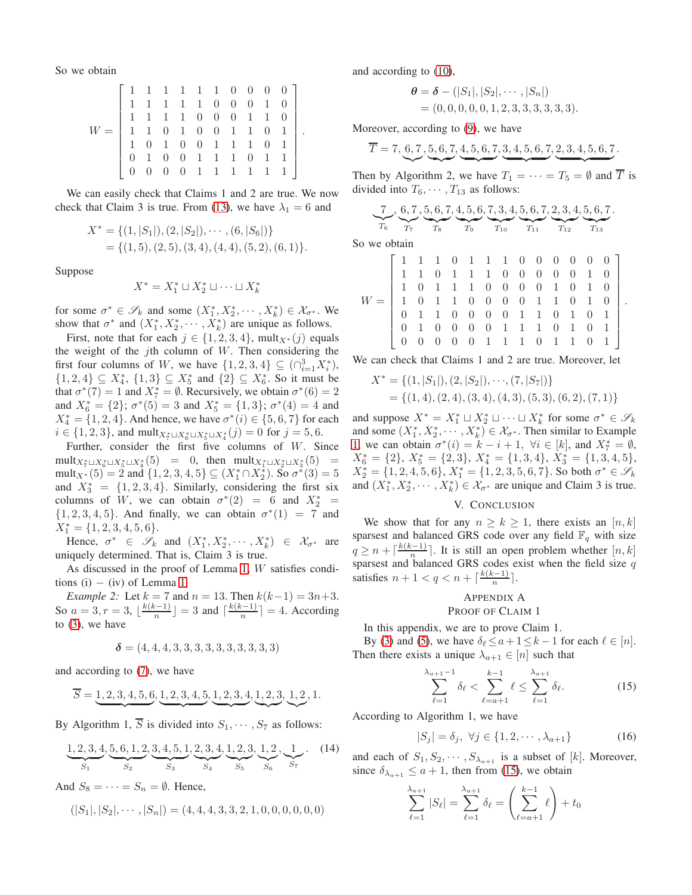So we obtain

$$W = \begin{bmatrix} 1 & 1 & 1 & 1 & 1 & 1 & 0 & 0 & 0 & 0 \\ 1 & 1 & 1 & 1 & 1 & 0 & 0 & 0 & 1 & 0 \\ 1 & 1 & 1 & 1 & 0 & 0 & 0 & 1 & 1 & 0 \\ 1 & 1 & 0 & 1 & 0 & 0 & 1 & 1 & 0 & 1 \\ 1 & 0 & 1 & 0 & 0 & 1 & 1 & 1 & 0 & 1 \\ 0 & 1 & 0 & 0 & 1 & 1 & 1 & 0 & 1 & 1 \\ 0 & 0 & 0 & 0 & 1 & 1 & 1 & 1 & 1 & 1 \end{bmatrix}.$$

We can easily check that Claims 1 and 2 are true. We now check that Claim 3 is true. From (13), we have $\lambda_1 = 6$ and

$$\begin{aligned} X^* &= \{(1, |S_1|), (2, |S_2|), \cdots, (6, |S_6|)\} \\ &= \{(1, 5), (2, 5), (3, 4), (4, 4), (5, 2), (6, 1)\}. \end{aligned}$$

Suppose

$$X^* = X_1^* \sqcup X_2^* \sqcup \cdots \sqcup X_k^*$$

for some $\sigma^* \in \mathscr{S}_k$ and some $(X_1^*, X_2^*, \cdots, X_k^*) \in \mathcal{X}_{\sigma^*}$. We show that $\sigma^*$ and $(X_1^*, X_2^*, \cdots, X_k^*)$ are unique as follows.

First, note that for each $j \in \{1, 2, 3, 4\}$, $\text{mult}_{X^*}(j)$ equals the weight of the $j$th column of $W$. Then considering the first four columns of $W$, we have $\{1, 2, 3, 4\} \subseteq (\cap_{i=1}^{3} X_i^*)$, $\{1, 2, 4\} \subseteq X_4^*$, $\{1, 3\} \subseteq X_5^*$ and $\{2\} \subseteq X_6^*$. So it must be that $\sigma^*(7) = 1$ and $X_7^* = \emptyset$. Recursively, we obtain $\sigma^*(6) = 2$ and $X_6^* = \{2\}$; $\sigma^*(5) = 3$ and $X_5^* = \{1, 3\}$; $\sigma^*(4) = 4$ and $X_4^* = \{1, 2, 4\}$. And hence, we have $\sigma^*(i) \in \{5, 6, 7\}$ for each $i \in \{1, 2, 3\}$, and $\text{mult}_{X_7^* \sqcup X_6^* \sqcup X_5^* \sqcup X_4^*}(j) = 0$ for $j = 5, 6$.

Further, consider the first five columns of $W$. Since $\text{mult}_{X_7^* \sqcup X_6^* \sqcup X_5^* \sqcup X_4^*}(5) = 0$, then $\text{mult}_{X_1^* \sqcup X_2^* \sqcup X_3^*}(5) = \text{mult}_{X^*}(5) = 2$ and $\{1, 2, 3, 4, 5\} \subseteq (X_1^* \cap X_2^*)$. So $\sigma^*(3) = 5$ and $X_3^* = \{1, 2, 3, 4\}$. Similarly, considering the first six columns of $W$, we can obtain $\sigma^*(2) = 6$ and $X_2^* = \{1, 2, 3, 4, 5\}$. And finally, we can obtain $\sigma^*(1) = 7$ and $X_1^* = \{1, 2, 3, 4, 5, 6\}$.

Hence, $\sigma^* \in \mathscr{S}_k$ and $(X_1^*, X_2^*, \cdots, X_k^*) \in \mathcal{X}_{\sigma^*}$ are uniquely determined. That is, Claim 3 is true.

As discussed in the proof of Lemma 1, $W$ satisfies conditions (i) $-$ (iv) of Lemma 1.

*Example 2:* Let $k = 7$ and $n = 13$. Then $k(k-1) = 3n+3$. So $a = 3, r = 3$, $\lfloor \frac{k(k-1)}{n} \rfloor = 3$ and $\lceil \frac{k(k-1)}{n} \rceil = 4$. According to (3), we have

$$\boldsymbol{\delta} = (4, 4, 4, 3, 3, 3, 3, 3, 3, 3, 3, 3, 3)$$

and according to (7), we have

$$\overline{S} = \underbrace{1, 2, 3, 4, 5, 6}, \underbrace{1, 2, 3, 4, 5}, \underbrace{1, 2, 3, 4}, \underbrace{1, 2, 3}, \underbrace{1, 2}, 1.$$

By Algorithm 1, $\overline{S}$ is divided into $S_1, \cdots, S_7$ as follows:

$$\underbrace{1, 2, 3, 4}_{S_1}, \underbrace{5, 6, 1, 2}_{S_2}, \underbrace{3, 4, 5, 1}_{S_3}, \underbrace{2, 3, 4}_{S_4}, \underbrace{1, 2, 3}_{S_5}, \underbrace{1, 2}_{S_6}, \underbrace{1}_{S_7}. \tag{14}$$

And $S_8 = \cdots = S_n = \emptyset$. Hence,

$$(|S_1|, |S_2|, \cdots, |S_n|) = (4, 4, 4, 3, 3, 2, 1, 0, 0, 0, 0, 0, 0)$$

and according to (10),

$$\begin{aligned} \boldsymbol{\theta} &= \boldsymbol{\delta} - (|S_1|, |S_2|, \cdots, |S_n|) \\ &= (0, 0, 0, 0, 0, 1, 2, 3, 3, 3, 3, 3, 3). \end{aligned}$$

Moreover, according to (9), we have

$$\overline{T} = 7, \underbrace{6, 7}, \underbrace{5, 6, 7}, \underbrace{4, 5, 6, 7}, \underbrace{3, 4, 5, 6, 7}, \underbrace{2, 3, 4, 5, 6, 7}.$$

Then by Algorithm 2, we have $T_1 = \cdots = T_5 = \emptyset$ and $\overline{T}$ is divided into $T_6, \cdots, T_{13}$ as follows:

$$\underbrace{7}_{T_6}, \underbrace{6, 7}_{T_7}, \underbrace{5, 6, 7}_{T_8}, \underbrace{4, 5, 6}_{T_9}, \underbrace{7, 3, 4}_{T_{10}}, \underbrace{5, 6, 7}_{T_{11}}, \underbrace{2, 3, 4}_{T_{12}}, \underbrace{5, 6, 7}_{T_{13}}.$$

So we obtain

$$W = \begin{bmatrix} 1 & 1 & 1 & 0 & 1 & 1 & 1 & 0 & 0 & 0 & 0 & 0 & 0 \\ 1 & 1 & 0 & 1 & 1 & 1 & 0 & 0 & 0 & 0 & 0 & 1 & 0 \\ 1 & 0 & 1 & 1 & 1 & 0 & 0 & 0 & 0 & 1 & 0 & 1 & 0 \\ 1 & 0 & 1 & 1 & 0 & 0 & 0 & 0 & 1 & 1 & 0 & 1 & 0 \\ 0 & 1 & 1 & 0 & 0 & 0 & 0 & 1 & 1 & 0 & 1 & 0 & 1 \\ 0 & 1 & 0 & 0 & 0 & 0 & 1 & 1 & 1 & 0 & 1 & 0 & 1 \\ 0 & 0 & 0 & 0 & 0 & 1 & 1 & 1 & 0 & 1 & 1 & 0 & 1 \end{bmatrix}.$$

We can check that Claims 1 and 2 are true. Moreover, let

$$\begin{aligned} X^* &= \{(1, |S_1|), (2, |S_2|), \cdots, (7, |S_7|)\} \\ &= \{(1, 4), (2, 4), (3, 4), (4, 3), (5, 3), (6, 2), (7, 1)\} \end{aligned}$$

and suppose $X^* = X_1^* \sqcup X_2^* \sqcup \cdots \sqcup X_k^*$ for some $\sigma^* \in \mathscr{S}_k$ and some $(X_1^*, X_2^*, \cdots, X_k^*) \in \mathcal{X}_{\sigma^*}$. Then similar to Example 1, we can obtain $\sigma^*(i) = k - i + 1$, $\forall i \in [k]$, and $X_7^* = \emptyset$, $X_6^* = \{2\}$, $X_5^* = \{2, 3\}$, $X_4^* = \{1, 3, 4\}$, $X_3^* = \{1, 3, 4, 5\}$, $X_2^* = \{1, 2, 4, 5, 6\}$, $X_1^* = \{1, 2, 3, 5, 6, 7\}$. So both $\sigma^* \in \mathscr{S}_k$ and $(X_1^*, X_2^*, \cdots, X_k^*) \in \mathcal{X}_{\sigma^*}$ are unique and Claim 3 is true.

## V. Conclusion

We show that for any $n \geq k \geq 1$, there exists an $[n, k]$ sparsest and balanced GRS code over any field $\mathbb{F}_q$ with size $q \geq n + \lceil \frac{k(k-1)}{n} \rceil$. It is still an open problem whether $[n, k]$ sparsest and balanced GRS codes exist when the field size $q$ satisfies $n + 1 < q < n + \lceil \frac{k(k-1)}{n} \rceil$.

## Appendix A
## Proof of Claim 1

In this appendix, we are to prove Claim 1.

By (3) and (5), we have $\delta_\ell \leq a + 1 \leq k - 1$ for each $\ell \in [n]$. Then there exists a unique $\lambda_{a+1} \in [n]$ such that

$$\sum_{\ell=1}^{\lambda_{a+1}-1} \delta_\ell < \sum_{\ell=a+1}^{k-1} \ell \leq \sum_{\ell=1}^{\lambda_{a+1}} \delta_\ell. \tag{15}$$

According to Algorithm 1, we have

$$|S_j| = \delta_j, \ \forall j \in \{1, 2, \cdots, \lambda_{a+1}\} \tag{16}$$

and each of $S_1, S_2, \cdots, S_{\lambda_{a+1}}$ is a subset of $[k]$. Moreover, since $\delta_{\lambda_{a+1}} \leq a + 1$, then from (15), we obtain

$$\sum_{\ell=1}^{\lambda_{a+1}} |S_\ell| = \sum_{\ell=1}^{\lambda_{a+1}} \delta_\ell = \left( \sum_{\ell=a+1}^{k-1} \ell \right) + t_0$$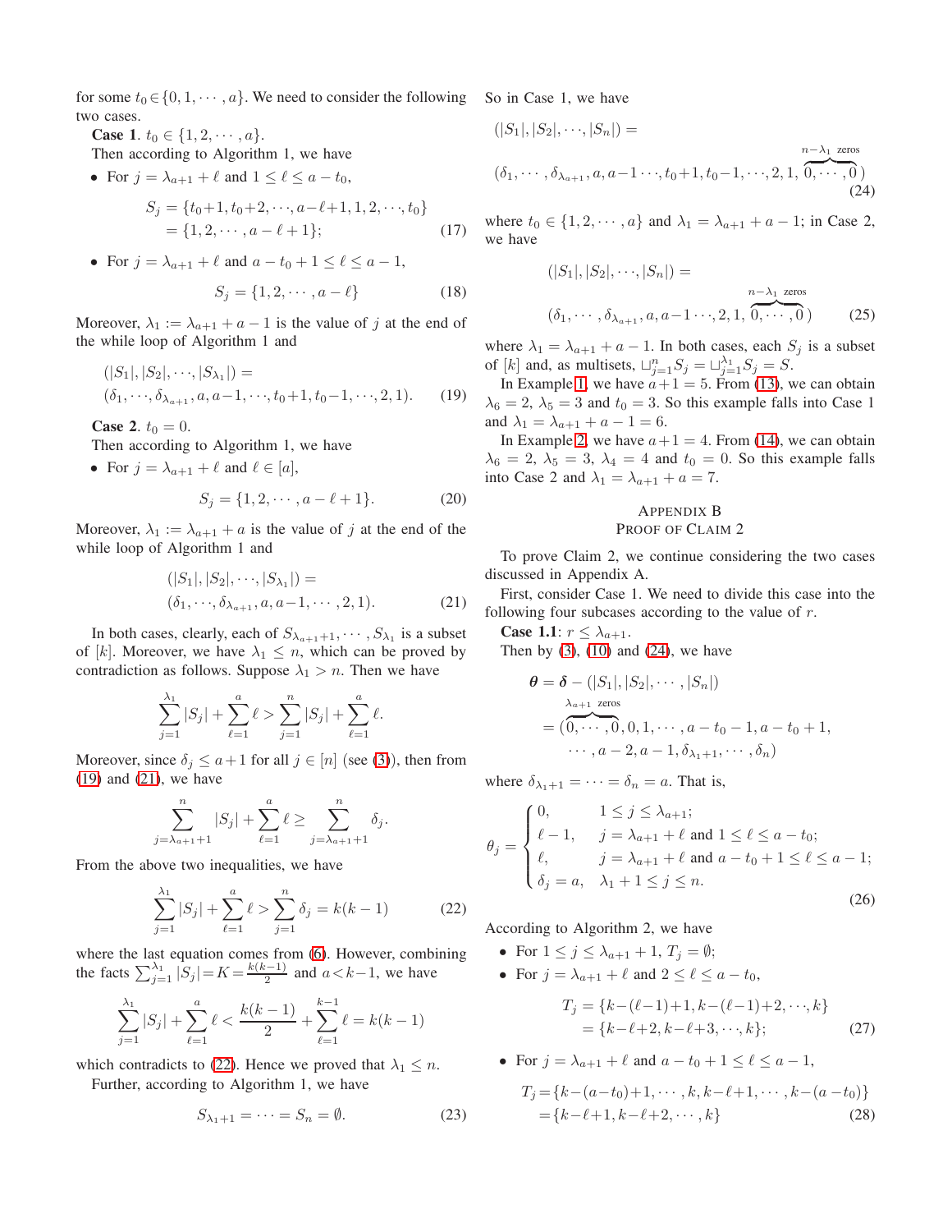for some $t_0 \in \{0, 1, \cdots, a\}$. We need to consider the following two cases.

**Case 1**. $t_0 \in \{1, 2, \cdots, a\}$.

Then according to Algorithm 1, we have

- For $j = \lambda_{a+1} + \ell$ and $1 \le \ell \le a - t_0$,

$$S_j = \{t_0+1, t_0+2, \cdots, a-\ell+1, 1, 2, \cdots, t_0\} = \{1, 2, \cdots, a - \ell + 1\}; \tag{17}$$

- For $j = \lambda_{a+1} + \ell$ and $a - t_0 + 1 \le \ell \le a - 1$,

$$S_j = \{1, 2, \cdots, a - \ell\} \tag{18}$$

Moreover, $\lambda_1 := \lambda_{a+1} + a - 1$ is the value of $j$ at the end of the while loop of Algorithm 1 and

$$(|S_1|, |S_2|, \cdots, |S_{\lambda_1}|) = (\delta_1, \cdots, \delta_{\lambda_{a+1}}, a, a-1, \cdots, t_0+1, t_0-1, \cdots, 2, 1). \tag{19}$$

**Case 2**. $t_0 = 0$.

Then according to Algorithm 1, we have

- For $j = \lambda_{a+1} + \ell$ and $\ell \in [a]$,

$$S_j = \{1, 2, \cdots, a - \ell + 1\}. \tag{20}$$

Moreover, $\lambda_1 := \lambda_{a+1} + a$ is the value of $j$ at the end of the while loop of Algorithm 1 and

$$(|S_1|, |S_2|, \cdots, |S_{\lambda_1}|) = (\delta_1, \cdots, \delta_{\lambda_{a+1}}, a, a-1, \cdots, 2, 1). \tag{21}$$

In both cases, clearly, each of $S_{\lambda_{a+1}+1}, \cdots, S_{\lambda_1}$ is a subset of $[k]$. Moreover, we have $\lambda_1 \le n$, which can be proved by contradiction as follows. Suppose $\lambda_1 > n$. Then we have

$$\sum_{j=1}^{\lambda_1} |S_j| + \sum_{\ell=1}^{a} \ell > \sum_{j=1}^{n} |S_j| + \sum_{\ell=1}^{a} \ell.$$

Moreover, since $\delta_j \le a+1$ for all $j \in [n]$ (see (3)), then from (19) and (21), we have

$$\sum_{j=\lambda_{a+1}+1}^{n} |S_j| + \sum_{\ell=1}^{a} \ell \ge \sum_{j=\lambda_{a+1}+1}^{n} \delta_j.$$

From the above two inequalities, we have

$$\sum_{j=1}^{\lambda_1} |S_j| + \sum_{\ell=1}^{a} \ell > \sum_{j=1}^{n} \delta_j = k(k-1) \tag{22}$$

where the last equation comes from (6). However, combining the facts $\sum_{j=1}^{\lambda_1} |S_j| = K = \frac{k(k-1)}{2}$ and $a < k-1$, we have

$$\sum_{j=1}^{\lambda_1} |S_j| + \sum_{\ell=1}^{a} \ell < \frac{k(k-1)}{2} + \sum_{\ell=1}^{k-1} \ell = k(k-1)$$

which contradicts to (22). Hence we proved that $\lambda_1 \le n$.

Further, according to Algorithm 1, we have

$$S_{\lambda_1+1} = \cdots = S_n = \emptyset. \tag{23}$$

So in Case 1, we have

$$(|S_1|, |S_2|, \cdots, |S_n|) = (\delta_1, \cdots, \delta_{\lambda_{a+1}}, a, a-1 \cdots, t_0+1, t_0-1, \cdots, 2, 1, \overbrace{0, \cdots, 0}^{n-\lambda_1 \text{ zeros}}) \tag{24}$$

where $t_0 \in \{1, 2, \cdots, a\}$ and $\lambda_1 = \lambda_{a+1} + a - 1$; in Case 2, we have

$$(|S_1|, |S_2|, \cdots, |S_n|) = (\delta_1, \cdots, \delta_{\lambda_{a+1}}, a, a-1 \cdots, 2, 1, \overbrace{0, \cdots, 0}^{n-\lambda_1 \text{ zeros}}) \tag{25}$$

where $\lambda_1 = \lambda_{a+1} + a - 1$. In both cases, each $S_j$ is a subset of $[k]$ and, as multisets, $\sqcup_{j=1}^{n} S_j = \sqcup_{j=1}^{\lambda_1} S_j = S$.

In Example 1, we have $a+1 = 5$. From (13), we can obtain $\lambda_6 = 2$, $\lambda_5 = 3$ and $t_0 = 3$. So this example falls into Case 1 and $\lambda_1 = \lambda_{a+1} + a - 1 = 6$.

In Example 2, we have $a+1 = 4$. From (14), we can obtain $\lambda_6 = 2$, $\lambda_5 = 3$, $\lambda_4 = 4$ and $t_0 = 0$. So this example falls into Case 2 and $\lambda_1 = \lambda_{a+1} + a = 7$.

## Appendix B
## Proof of Claim 2

To prove Claim 2, we continue considering the two cases discussed in Appendix A.

First, consider Case 1. We need to divide this case into the following four subcases according to the value of $r$.

**Case 1.1**: $r \le \lambda_{a+1}$.

Then by (3), (10) and (24), we have

$$\begin{aligned}\boldsymbol{\theta} &= \boldsymbol{\delta} - (|S_1|, |S_2|, \cdots, |S_n|) \\ &= (\overbrace{0, \cdots, 0}^{\lambda_{a+1} \text{ zeros}}, 0, 1, \cdots, a - t_0 - 1, a - t_0 + 1, \\ &\qquad \cdots, a-2, a-1, \delta_{\lambda_1+1}, \cdots, \delta_n)\end{aligned}$$

where $\delta_{\lambda_1+1} = \cdots = \delta_n = a$. That is,

$$\theta_j = \begin{cases} 0, & 1 \le j \le \lambda_{a+1}; \\ \ell - 1, & j = \lambda_{a+1} + \ell \text{ and } 1 \le \ell \le a - t_0; \\ \ell, & j = \lambda_{a+1} + \ell \text{ and } a - t_0 + 1 \le \ell \le a - 1; \\ \delta_j = a, & \lambda_1 + 1 \le j \le n. \end{cases} \tag{26}$$

According to Algorithm 2, we have

- For $1 \le j \le \lambda_{a+1} + 1$, $T_j = \emptyset$;
- For $j = \lambda_{a+1} + \ell$ and $2 \le \ell \le a - t_0$,

$$T_j = \{k-(\ell-1)+1, k-(\ell-1)+2, \cdots, k\} = \{k-\ell+2, k-\ell+3, \cdots, k\}; \tag{27}$$

- For $j = \lambda_{a+1} + \ell$ and $a - t_0 + 1 \le \ell \le a - 1$,

$$T_j = \{k-(a-t_0)+1, \cdots, k, k-\ell+1, \cdots, k-(a-t_0)\} = \{k-\ell+1, k-\ell+2, \cdots, k\} \tag{28}$$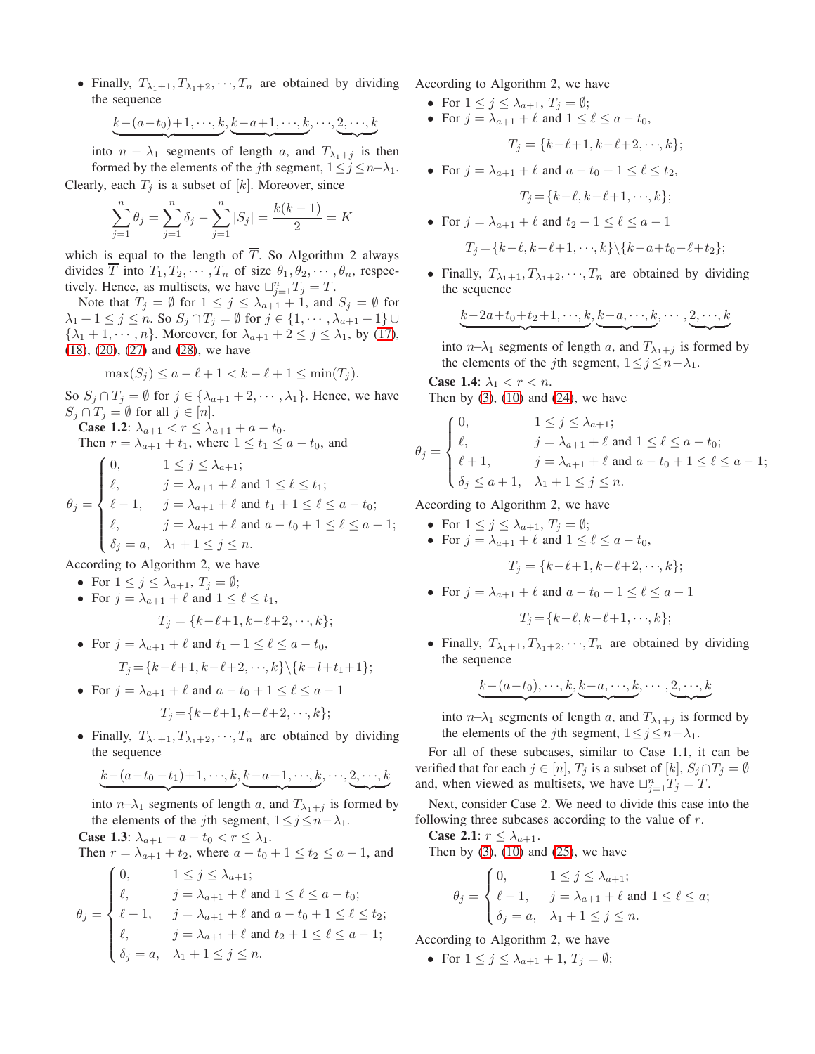- Finally, $T_{\lambda_1+1}, T_{\lambda_1+2}, \cdots, T_n$ are obtained by dividing the sequence

$$\underbrace{k-(a-t_0)+1,\cdots,k}, \underbrace{k-a+1,\cdots,k}, \cdots, \underbrace{2,\cdots,k}$$

into $n-\lambda_1$ segments of length $a$, and $T_{\lambda_1+j}$ is then formed by the elements of the $j$th segment, $1 \le j \le n-\lambda_1$.

Clearly, each $T_j$ is a subset of $[k]$. Moreover, since

$$\sum_{j=1}^{n} \theta_j = \sum_{j=1}^{n} \delta_j - \sum_{j=1}^{n} |S_j| = \frac{k(k-1)}{2} = K$$

which is equal to the length of $\overline{T}$. So Algorithm 2 always divides $\overline{T}$ into $T_1, T_2, \cdots, T_n$ of size $\theta_1, \theta_2, \cdots, \theta_n$, respectively. Hence, as multisets, we have $\sqcup_{j=1}^{n} T_j = T$.

Note that $T_j = \emptyset$ for $1 \le j \le \lambda_{a+1}+1$, and $S_j = \emptyset$ for $\lambda_1+1 \le j \le n$. So $S_j \cap T_j = \emptyset$ for $j \in \{1, \cdots, \lambda_{a+1}+1\} \cup \{\lambda_1+1, \cdots, n\}$. Moreover, for $\lambda_{a+1}+2 \le j \le \lambda_1$, by (17), (18), (20), (27) and (28), we have

$$\max(S_j) \le a-\ell+1 < k-\ell+1 \le \min(T_j).$$

So $S_j \cap T_j = \emptyset$ for $j \in \{\lambda_{a+1}+2, \cdots, \lambda_1\}$. Hence, we have $S_j \cap T_j = \emptyset$ for all $j \in [n]$.

**Case 1.2**: $\lambda_{a+1} < r \le \lambda_{a+1}+a-t_0$.

Then $r = \lambda_{a+1}+t_1$, where $1 \le t_1 \le a-t_0$, and

$$\theta_j = \begin{cases} 0, & 1 \le j \le \lambda_{a+1}; \\ \ell, & j = \lambda_{a+1}+\ell \text{ and } 1 \le \ell \le t_1; \\ \ell-1, & j = \lambda_{a+1}+\ell \text{ and } t_1+1 \le \ell \le a-t_0; \\ \ell, & j = \lambda_{a+1}+\ell \text{ and } a-t_0+1 \le \ell \le a-1; \\ \delta_j = a, & \lambda_1+1 \le j \le n. \end{cases}$$

According to Algorithm 2, we have

- For $1 \le j \le \lambda_{a+1}$, $T_j = \emptyset$;
- For $j = \lambda_{a+1}+\ell$ and $1 \le \ell \le t_1$,
$$T_j = \{k-\ell+1, k-\ell+2, \cdots, k\};$$
- For $j = \lambda_{a+1}+\ell$ and $t_1+1 \le \ell \le a-t_0$,
$$T_j = \{k-\ell+1, k-\ell+2, \cdots, k\} \backslash \{k-l+t_1+1\};$$
- For $j = \lambda_{a+1}+\ell$ and $a-t_0+1 \le \ell \le a-1$
$$T_j = \{k-\ell+1, k-\ell+2, \cdots, k\};$$
- Finally, $T_{\lambda_1+1}, T_{\lambda_1+2}, \cdots, T_n$ are obtained by dividing the sequence
$$\underbrace{k-(a-t_0-t_1)+1,\cdots,k}, \underbrace{k-a+1,\cdots,k}, \cdots, \underbrace{2,\cdots,k}$$
into $n-\lambda_1$ segments of length $a$, and $T_{\lambda_1+j}$ is formed by the elements of the $j$th segment, $1 \le j \le n-\lambda_1$.

**Case 1.3**: $\lambda_{a+1}+a-t_0 < r \le \lambda_1$.

Then $r = \lambda_{a+1}+t_2$, where $a-t_0+1 \le t_2 \le a-1$, and

$$\theta_j = \begin{cases} 0, & 1 \le j \le \lambda_{a+1}; \\ \ell, & j = \lambda_{a+1}+\ell \text{ and } 1 \le \ell \le a-t_0; \\ \ell+1, & j = \lambda_{a+1}+\ell \text{ and } a-t_0+1 \le \ell \le t_2; \\ \ell, & j = \lambda_{a+1}+\ell \text{ and } t_2+1 \le \ell \le a-1; \\ \delta_j = a, & \lambda_1+1 \le j \le n. \end{cases}$$

According to Algorithm 2, we have

- For $1 \le j \le \lambda_{a+1}$, $T_j = \emptyset$;
- For $j = \lambda_{a+1}+\ell$ and $1 \le \ell \le a-t_0$,
$$T_j = \{k-\ell+1, k-\ell+2, \cdots, k\};$$
- For $j = \lambda_{a+1}+\ell$ and $a-t_0+1 \le \ell \le t_2$,
$$T_j = \{k-\ell, k-\ell+1, \cdots, k\};$$
- For $j = \lambda_{a+1}+\ell$ and $t_2+1 \le \ell \le a-1$
$$T_j = \{k-\ell, k-\ell+1, \cdots, k\} \backslash \{k-a+t_0-\ell+t_2\};$$
- Finally, $T_{\lambda_1+1}, T_{\lambda_1+2}, \cdots, T_n$ are obtained by dividing the sequence
$$\underbrace{k-2a+t_0+t_2+1,\cdots,k}, \underbrace{k-a,\cdots,k}, \cdots, \underbrace{2,\cdots,k}$$
into $n-\lambda_1$ segments of length $a$, and $T_{\lambda_1+j}$ is formed by the elements of the $j$th segment, $1 \le j \le n-\lambda_1$.

**Case 1.4**: $\lambda_1 < r < n$.

Then by (3), (10) and (24), we have

$$\theta_j = \begin{cases} 0, & 1 \le j \le \lambda_{a+1}; \\ \ell, & j = \lambda_{a+1}+\ell \text{ and } 1 \le \ell \le a-t_0; \\ \ell+1, & j = \lambda_{a+1}+\ell \text{ and } a-t_0+1 \le \ell \le a-1; \\ \delta_j \le a+1, & \lambda_1+1 \le j \le n. \end{cases}$$

According to Algorithm 2, we have

- For $1 \le j \le \lambda_{a+1}$, $T_j = \emptyset$;
- For $j = \lambda_{a+1}+\ell$ and $1 \le \ell \le a-t_0$,
$$T_j = \{k-\ell+1, k-\ell+2, \cdots, k\};$$
- For $j = \lambda_{a+1}+\ell$ and $a-t_0+1 \le \ell \le a-1$
$$T_j = \{k-\ell, k-\ell+1, \cdots, k\};$$
- Finally, $T_{\lambda_1+1}, T_{\lambda_1+2}, \cdots, T_n$ are obtained by dividing the sequence
$$\underbrace{k-(a-t_0),\cdots,k}, \underbrace{k-a,\cdots,k}, \cdots, \underbrace{2,\cdots,k}$$
into $n-\lambda_1$ segments of length $a$, and $T_{\lambda_1+j}$ is formed by the elements of the $j$th segment, $1 \le j \le n-\lambda_1$.

For all of these subcases, similar to Case 1.1, it can be verified that for each $j \in [n]$, $T_j$ is a subset of $[k]$, $S_j \cap T_j = \emptyset$ and, when viewed as multisets, we have $\sqcup_{j=1}^{n} T_j = T$.

Next, consider Case 2. We need to divide this case into the following three subcases according to the value of $r$.

**Case 2.1**: $r \le \lambda_{a+1}$.

Then by (3), (10) and (25), we have

$$\theta_j = \begin{cases} 0, & 1 \le j \le \lambda_{a+1}; \\ \ell-1, & j = \lambda_{a+1}+\ell \text{ and } 1 \le \ell \le a; \\ \delta_j = a, & \lambda_1+1 \le j \le n. \end{cases}$$

According to Algorithm 2, we have

- For $1 \le j \le \lambda_{a+1}+1$, $T_j = \emptyset$;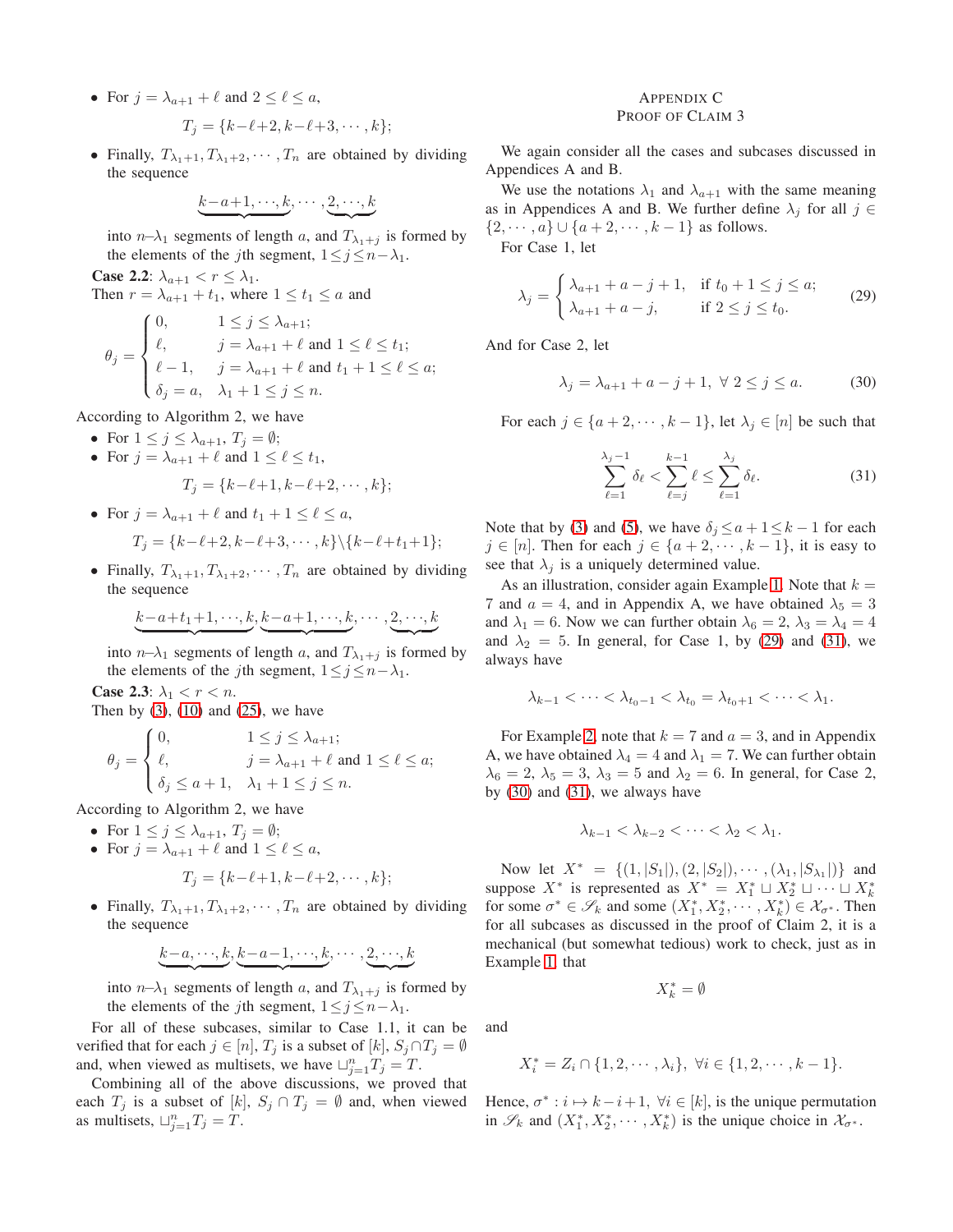- For $j = \lambda_{a+1} + \ell$ and $2 \le \ell \le a$,

$$T_j = \{k-\ell+2, k-\ell+3, \cdots, k\};$$

- Finally, $T_{\lambda_1+1}, T_{\lambda_1+2}, \cdots, T_n$ are obtained by dividing the sequence

$$\underbrace{k-a+1, \cdots, k}, \cdots, \underbrace{2, \cdots, k}$$

into $n-\lambda_1$ segments of length $a$, and $T_{\lambda_1+j}$ is formed by the elements of the $j$th segment, $1 \le j \le n-\lambda_1$.

**Case 2.2**: $\lambda_{a+1} < r \le \lambda_1$.
Then $r = \lambda_{a+1} + t_1$, where $1 \le t_1 \le a$ and

$$\theta_j = \begin{cases} 0, & 1 \le j \le \lambda_{a+1}; \\ \ell, & j = \lambda_{a+1} + \ell \text{ and } 1 \le \ell \le t_1; \\ \ell - 1, & j = \lambda_{a+1} + \ell \text{ and } t_1 + 1 \le \ell \le a; \\ \delta_j = a, & \lambda_1 + 1 \le j \le n. \end{cases}$$

According to Algorithm 2, we have

- For $1 \le j \le \lambda_{a+1}$, $T_j = \emptyset$;
- For $j = \lambda_{a+1} + \ell$ and $1 \le \ell \le t_1$,

$$T_j = \{k-\ell+1, k-\ell+2, \cdots, k\};$$

- For $j = \lambda_{a+1} + \ell$ and $t_1 + 1 \le \ell \le a$,

$$T_j = \{k-\ell+2, k-\ell+3, \cdots, k\} \backslash \{k-\ell+t_1+1\};$$

- Finally, $T_{\lambda_1+1}, T_{\lambda_1+2}, \cdots, T_n$ are obtained by dividing the sequence

$$\underbrace{k-a+t_1+1, \cdots, k}, \underbrace{k-a+1, \cdots, k}, \cdots, \underbrace{2, \cdots, k}$$

into $n-\lambda_1$ segments of length $a$, and $T_{\lambda_1+j}$ is formed by the elements of the $j$th segment, $1 \le j \le n-\lambda_1$.

**Case 2.3**: $\lambda_1 < r < n$.
Then by (3), (10) and (25), we have

$$\theta_j = \begin{cases} 0, & 1 \le j \le \lambda_{a+1}; \\ \ell, & j = \lambda_{a+1} + \ell \text{ and } 1 \le \ell \le a; \\ \delta_j \le a+1, & \lambda_1 + 1 \le j \le n. \end{cases}$$

According to Algorithm 2, we have

- For $1 \le j \le \lambda_{a+1}$, $T_j = \emptyset$;
- For $j = \lambda_{a+1} + \ell$ and $1 \le \ell \le a$,

$$T_j = \{k-\ell+1, k-\ell+2, \cdots, k\};$$

- Finally, $T_{\lambda_1+1}, T_{\lambda_1+2}, \cdots, T_n$ are obtained by dividing the sequence

$$\underbrace{k-a, \cdots, k}, \underbrace{k-a-1, \cdots, k}, \cdots, \underbrace{2, \cdots, k}$$

into $n-\lambda_1$ segments of length $a$, and $T_{\lambda_1+j}$ is formed by the elements of the $j$th segment, $1 \le j \le n-\lambda_1$.

For all of these subcases, similar to Case 1.1, it can be verified that for each $j \in [n]$, $T_j$ is a subset of $[k]$, $S_j \cap T_j = \emptyset$ and, when viewed as multisets, we have $\sqcup_{j=1}^n T_j = T$.

Combining all of the above discussions, we proved that each $T_j$ is a subset of $[k]$, $S_j \cap T_j = \emptyset$ and, when viewed as multisets, $\sqcup_{j=1}^n T_j = T$.

# Appendix C
# Proof of Claim 3

We again consider all the cases and subcases discussed in Appendices A and B.

We use the notations $\lambda_1$ and $\lambda_{a+1}$ with the same meaning as in Appendices A and B. We further define $\lambda_j$ for all $j \in \{2, \cdots, a\} \cup \{a+2, \cdots, k-1\}$ as follows.

For Case 1, let

$$\lambda_j = \begin{cases} \lambda_{a+1} + a - j + 1, & \text{if } t_0 + 1 \le j \le a; \\ \lambda_{a+1} + a - j, & \text{if } 2 \le j \le t_0. \end{cases} \tag{29}$$

And for Case 2, let

$$\lambda_j = \lambda_{a+1} + a - j + 1, \ \forall \ 2 \le j \le a. \tag{30}$$

For each $j \in \{a+2, \cdots, k-1\}$, let $\lambda_j \in [n]$ be such that

$$\sum_{\ell=1}^{\lambda_j - 1} \delta_\ell < \sum_{\ell=j}^{k-1} \ell \le \sum_{\ell=1}^{\lambda_j} \delta_\ell. \tag{31}$$

Note that by (3) and (5), we have $\delta_j \le a+1 \le k-1$ for each $j \in [n]$. Then for each $j \in \{a+2, \cdots, k-1\}$, it is easy to see that $\lambda_j$ is a uniquely determined value.

As an illustration, consider again Example 1. Note that $k = 7$ and $a = 4$, and in Appendix A, we have obtained $\lambda_5 = 3$ and $\lambda_1 = 6$. Now we can further obtain $\lambda_6 = 2$, $\lambda_3 = \lambda_4 = 4$ and $\lambda_2 = 5$. In general, for Case 1, by (29) and (31), we always have

$$\lambda_{k-1} < \cdots < \lambda_{t_0 - 1} < \lambda_{t_0} = \lambda_{t_0+1} < \cdots < \lambda_1.$$

For Example 2, note that $k = 7$ and $a = 3$, and in Appendix A, we have obtained $\lambda_4 = 4$ and $\lambda_1 = 7$. We can further obtain $\lambda_6 = 2$, $\lambda_5 = 3$, $\lambda_3 = 5$ and $\lambda_2 = 6$. In general, for Case 2, by (30) and (31), we always have

$$\lambda_{k-1} < \lambda_{k-2} < \cdots < \lambda_2 < \lambda_1.$$

Now let $X^* = \{(1, |S_1|), (2, |S_2|), \cdots, (\lambda_1, |S_{\lambda_1}|)\}$ and suppose $X^*$ is represented as $X^* = X_1^* \sqcup X_2^* \sqcup \cdots \sqcup X_k^*$ for some $\sigma^* \in \mathscr{S}_k$ and some $(X_1^*, X_2^*, \cdots, X_k^*) \in \mathcal{X}_{\sigma^*}$. Then for all subcases as discussed in the proof of Claim 2, it is a mechanical (but somewhat tedious) work to check, just as in Example 1, that

$$X_k^* = \emptyset$$

and

$$X_i^* = Z_i \cap \{1, 2, \cdots, \lambda_i\}, \ \forall i \in \{1, 2, \cdots, k-1\}.$$

Hence, $\sigma^* : i \mapsto k - i + 1$, $\forall i \in [k]$, is the unique permutation in $\mathscr{S}_k$ and $(X_1^*, X_2^*, \cdots, X_k^*)$ is the unique choice in $\mathcal{X}_{\sigma^*}$.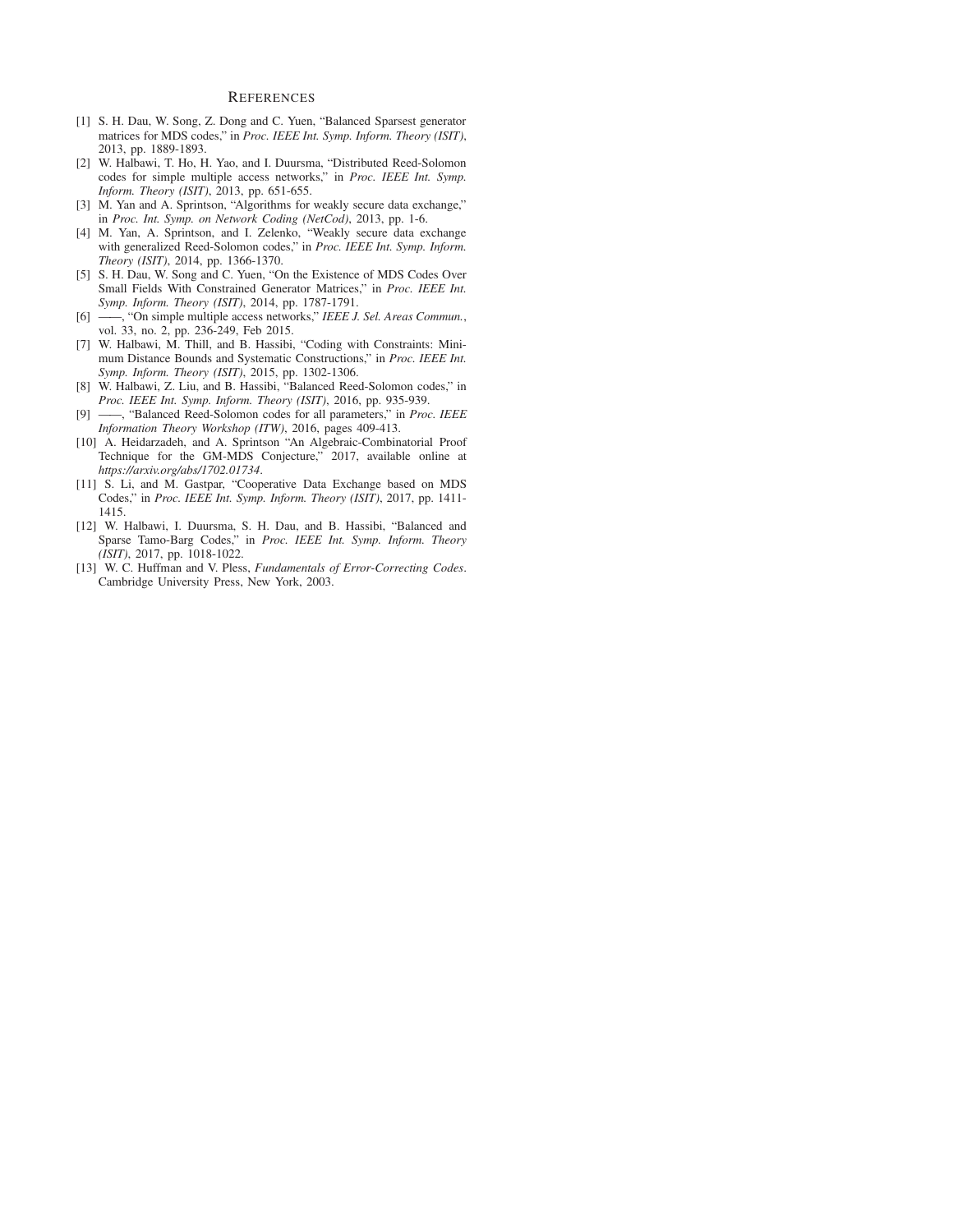# References

[1] S. H. Dau, W. Song, Z. Dong and C. Yuen, "Balanced Sparsest generator matrices for MDS codes," in *Proc. IEEE Int. Symp. Inform. Theory (ISIT)*, 2013, pp. 1889-1893.

[2] W. Halbawi, T. Ho, H. Yao, and I. Duursma, "Distributed Reed-Solomon codes for simple multiple access networks," in *Proc. IEEE Int. Symp. Inform. Theory (ISIT)*, 2013, pp. 651-655.

[3] M. Yan and A. Sprintson, "Algorithms for weakly secure data exchange," in *Proc. Int. Symp. on Network Coding (NetCod)*, 2013, pp. 1-6.

[4] M. Yan, A. Sprintson, and I. Zelenko, "Weakly secure data exchange with generalized Reed-Solomon codes," in *Proc. IEEE Int. Symp. Inform. Theory (ISIT)*, 2014, pp. 1366-1370.

[5] S. H. Dau, W. Song and C. Yuen, "On the Existence of MDS Codes Over Small Fields With Constrained Generator Matrices," in *Proc. IEEE Int. Symp. Inform. Theory (ISIT)*, 2014, pp. 1787-1791.

[6] ——, "On simple multiple access networks," *IEEE J. Sel. Areas Commun.*, vol. 33, no. 2, pp. 236-249, Feb 2015.

[7] W. Halbawi, M. Thill, and B. Hassibi, "Coding with Constraints: Minimum Distance Bounds and Systematic Constructions," in *Proc. IEEE Int. Symp. Inform. Theory (ISIT)*, 2015, pp. 1302-1306.

[8] W. Halbawi, Z. Liu, and B. Hassibi, "Balanced Reed-Solomon codes," in *Proc. IEEE Int. Symp. Inform. Theory (ISIT)*, 2016, pp. 935-939.

[9] ——, "Balanced Reed-Solomon codes for all parameters," in *Proc. IEEE Information Theory Workshop (ITW)*, 2016, pages 409-413.

[10] A. Heidarzadeh, and A. Sprintson "An Algebraic-Combinatorial Proof Technique for the GM-MDS Conjecture," 2017, available online at *https://arxiv.org/abs/1702.01734*.

[11] S. Li, and M. Gastpar, "Cooperative Data Exchange based on MDS Codes," in *Proc. IEEE Int. Symp. Inform. Theory (ISIT)*, 2017, pp. 1411-1415.

[12] W. Halbawi, I. Duursma, S. H. Dau, and B. Hassibi, "Balanced and Sparse Tamo-Barg Codes," in *Proc. IEEE Int. Symp. Inform. Theory (ISIT)*, 2017, pp. 1018-1022.

[13] W. C. Huffman and V. Pless, *Fundamentals of Error-Correcting Codes*. Cambridge University Press, New York, 2003.